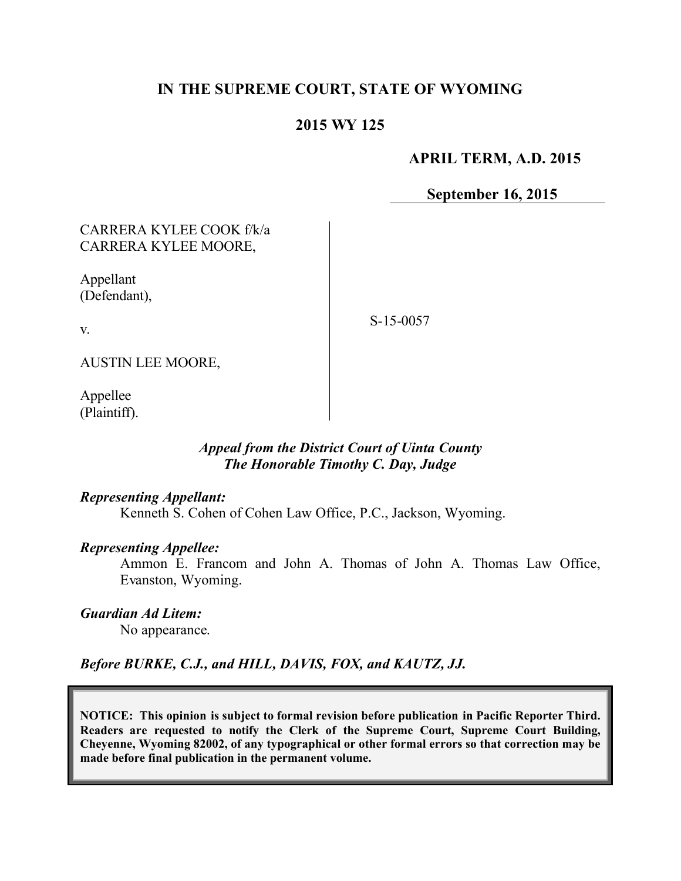**IN THE SUPREME COURT, STATE OF WYOMING**

**2015 WY 125**

**APRIL TERM, A.D. 2015**

**September 16, 2015**

CARRERA KYLEE COOK f/k/a CARRERA KYLEE MOORE,

Appellant (Defendant),

v.

AUSTIN LEE MOORE,

Appellee (Plaintiff).

S-15-0057

*Appeal from the District Court of Uinta County*
*The Honorable Timothy C. Day, Judge*

***Representing Appellant:***
Kenneth S. Cohen of Cohen Law Office, P.C., Jackson, Wyoming.

***Representing Appellee:***
Ammon E. Francom and John A. Thomas of John A. Thomas Law Office, Evanston, Wyoming.

***Guardian Ad Litem:***
No appearance.

***Before BURKE, C.J., and HILL, DAVIS, FOX, and KAUTZ, JJ.***

**NOTICE: This opinion is subject to formal revision before publication in Pacific Reporter Third. Readers are requested to notify the Clerk of the Supreme Court, Supreme Court Building, Cheyenne, Wyoming 82002, of any typographical or other formal errors so that correction may be made before final publication in the permanent volume.**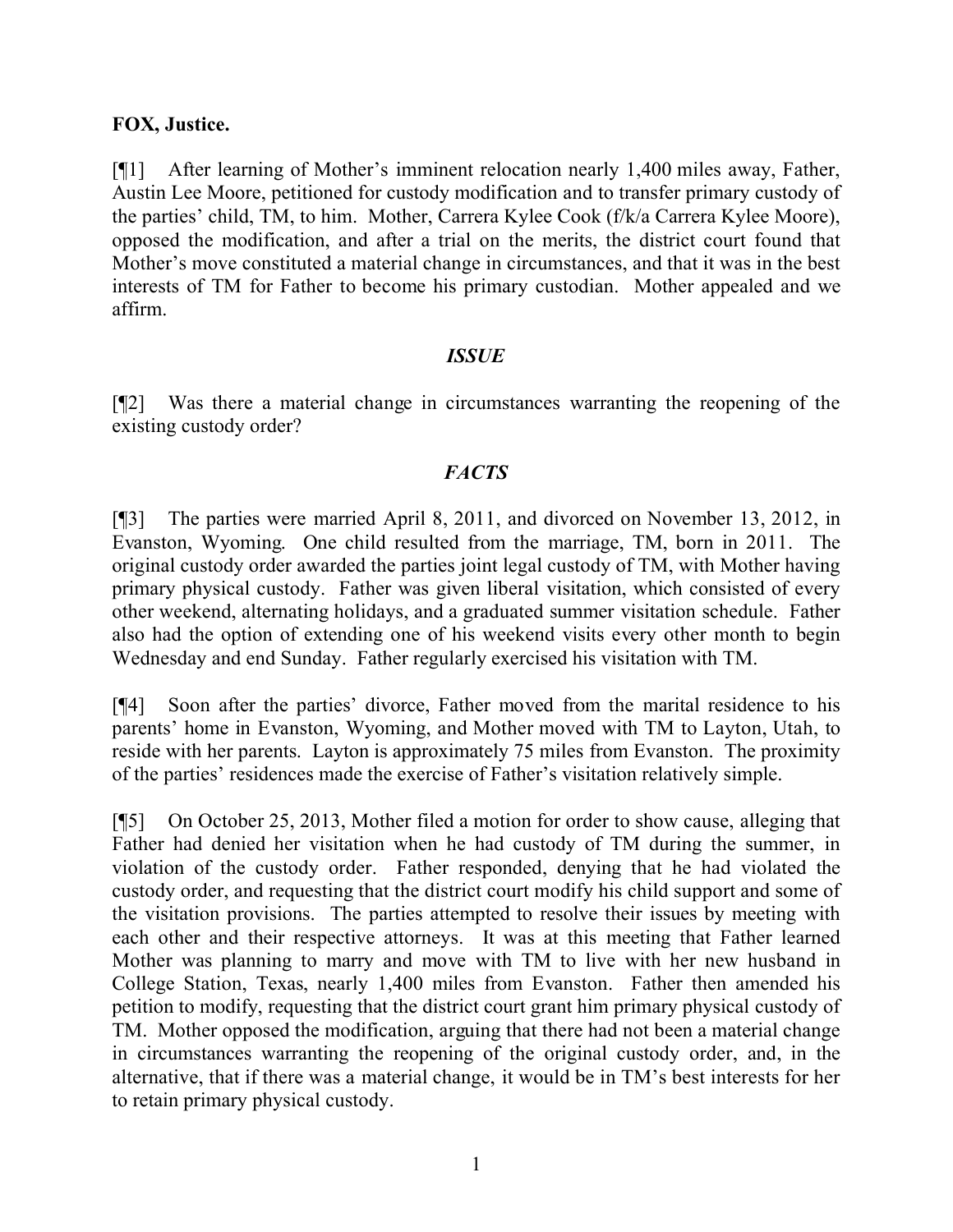**FOX, Justice.**

[¶1] After learning of Mother's imminent relocation nearly 1,400 miles away, Father, Austin Lee Moore, petitioned for custody modification and to transfer primary custody of the parties' child, TM, to him. Mother, Carrera Kylee Cook (f/k/a Carrera Kylee Moore), opposed the modification, and after a trial on the merits, the district court found that Mother's move constituted a material change in circumstances, and that it was in the best interests of TM for Father to become his primary custodian. Mother appealed and we affirm.

## *ISSUE*

[¶2] Was there a material change in circumstances warranting the reopening of the existing custody order?

## *FACTS*

[¶3] The parties were married April 8, 2011, and divorced on November 13, 2012, in Evanston, Wyoming. One child resulted from the marriage, TM, born in 2011. The original custody order awarded the parties joint legal custody of TM, with Mother having primary physical custody. Father was given liberal visitation, which consisted of every other weekend, alternating holidays, and a graduated summer visitation schedule. Father also had the option of extending one of his weekend visits every other month to begin Wednesday and end Sunday. Father regularly exercised his visitation with TM.

[¶4] Soon after the parties' divorce, Father moved from the marital residence to his parents' home in Evanston, Wyoming, and Mother moved with TM to Layton, Utah, to reside with her parents. Layton is approximately 75 miles from Evanston. The proximity of the parties' residences made the exercise of Father's visitation relatively simple.

[¶5] On October 25, 2013, Mother filed a motion for order to show cause, alleging that Father had denied her visitation when he had custody of TM during the summer, in violation of the custody order. Father responded, denying that he had violated the custody order, and requesting that the district court modify his child support and some of the visitation provisions. The parties attempted to resolve their issues by meeting with each other and their respective attorneys. It was at this meeting that Father learned Mother was planning to marry and move with TM to live with her new husband in College Station, Texas, nearly 1,400 miles from Evanston. Father then amended his petition to modify, requesting that the district court grant him primary physical custody of TM. Mother opposed the modification, arguing that there had not been a material change in circumstances warranting the reopening of the original custody order, and, in the alternative, that if there was a material change, it would be in TM's best interests for her to retain primary physical custody.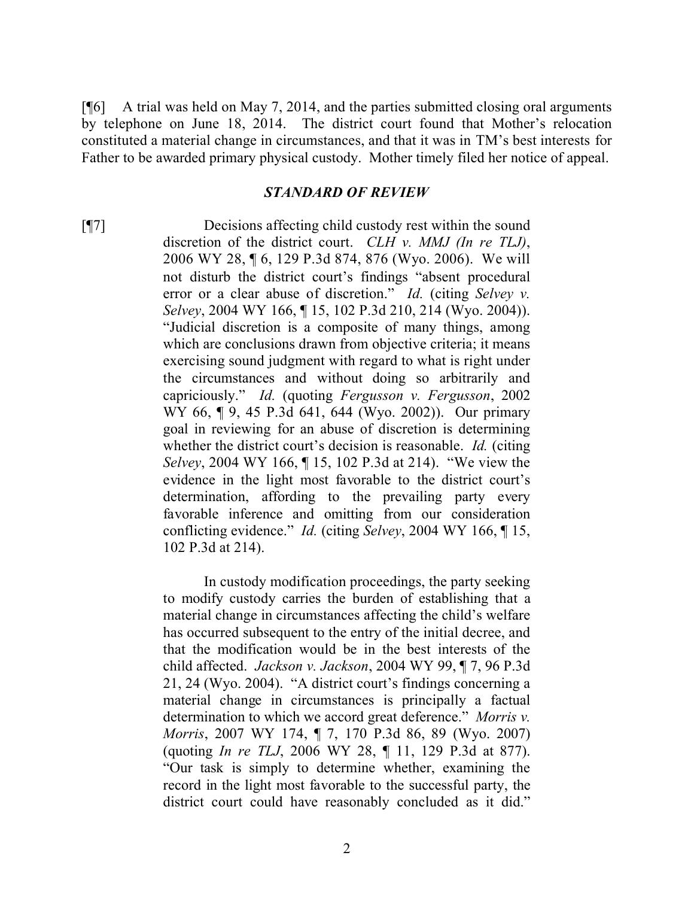[¶6] A trial was held on May 7, 2014, and the parties submitted closing oral arguments by telephone on June 18, 2014. The district court found that Mother's relocation constituted a material change in circumstances, and that it was in TM's best interests for Father to be awarded primary physical custody. Mother timely filed her notice of appeal.

## *STANDARD OF REVIEW*

[¶7]

> Decisions affecting child custody rest within the sound discretion of the district court. *CLH v. MMJ (In re TLJ)*, 2006 WY 28, ¶ 6, 129 P.3d 874, 876 (Wyo. 2006). We will not disturb the district court's findings "absent procedural error or a clear abuse of discretion." *Id.* (citing *Selvey v. Selvey*, 2004 WY 166, ¶ 15, 102 P.3d 210, 214 (Wyo. 2004)). "Judicial discretion is a composite of many things, among which are conclusions drawn from objective criteria; it means exercising sound judgment with regard to what is right under the circumstances and without doing so arbitrarily and capriciously." *Id.* (quoting *Fergusson v. Fergusson*, 2002 WY 66, ¶ 9, 45 P.3d 641, 644 (Wyo. 2002)). Our primary goal in reviewing for an abuse of discretion is determining whether the district court's decision is reasonable. *Id.* (citing *Selvey*, 2004 WY 166, ¶ 15, 102 P.3d at 214). "We view the evidence in the light most favorable to the district court's determination, affording to the prevailing party every favorable inference and omitting from our consideration conflicting evidence." *Id.* (citing *Selvey*, 2004 WY 166, ¶ 15, 102 P.3d at 214).
>
> In custody modification proceedings, the party seeking to modify custody carries the burden of establishing that a material change in circumstances affecting the child's welfare has occurred subsequent to the entry of the initial decree, and that the modification would be in the best interests of the child affected. *Jackson v. Jackson*, 2004 WY 99, ¶ 7, 96 P.3d 21, 24 (Wyo. 2004). "A district court's findings concerning a material change in circumstances is principally a factual determination to which we accord great deference." *Morris v. Morris*, 2007 WY 174, ¶ 7, 170 P.3d 86, 89 (Wyo. 2007) (quoting *In re TLJ*, 2006 WY 28, ¶ 11, 129 P.3d at 877). "Our task is simply to determine whether, examining the record in the light most favorable to the successful party, the district court could have reasonably concluded as it did."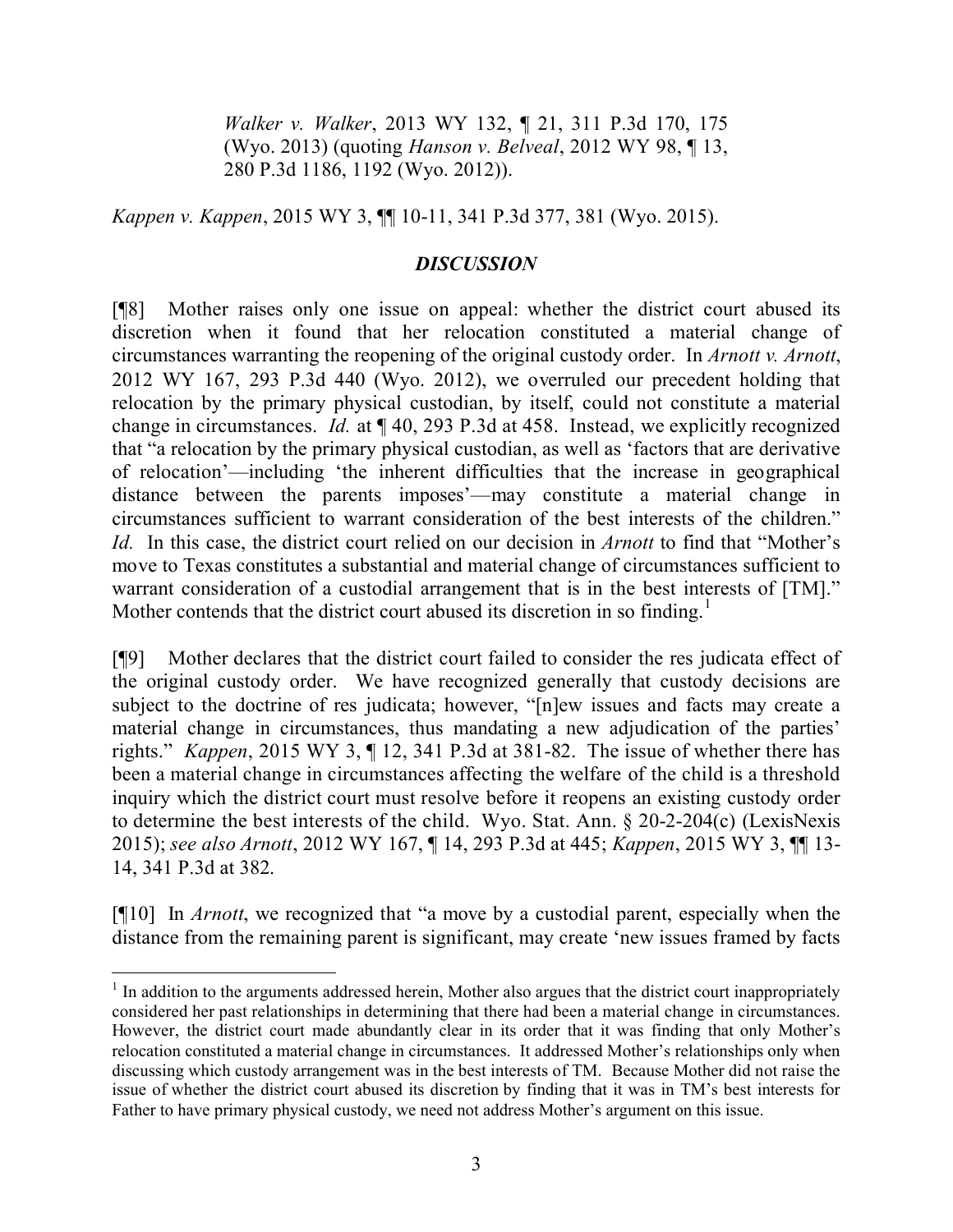> *Walker v. Walker*, 2013 WY 132, ¶ 21, 311 P.3d 170, 175 (Wyo. 2013) (quoting *Hanson v. Belveal*, 2012 WY 98, ¶ 13, 280 P.3d 1186, 1192 (Wyo. 2012)).

*Kappen v. Kappen*, 2015 WY 3, ¶¶ 10-11, 341 P.3d 377, 381 (Wyo. 2015).

## *DISCUSSION*

[¶8] Mother raises only one issue on appeal: whether the district court abused its discretion when it found that her relocation constituted a material change of circumstances warranting the reopening of the original custody order. In *Arnott v. Arnott*, 2012 WY 167, 293 P.3d 440 (Wyo. 2012), we overruled our precedent holding that relocation by the primary physical custodian, by itself, could not constitute a material change in circumstances. *Id.* at ¶ 40, 293 P.3d at 458. Instead, we explicitly recognized that "a relocation by the primary physical custodian, as well as 'factors that are derivative of relocation'—including 'the inherent difficulties that the increase in geographical distance between the parents imposes'—may constitute a material change in circumstances sufficient to warrant consideration of the best interests of the children." *Id.* In this case, the district court relied on our decision in *Arnott* to find that "Mother's move to Texas constitutes a substantial and material change of circumstances sufficient to warrant consideration of a custodial arrangement that is in the best interests of [TM]." Mother contends that the district court abused its discretion in so finding.[1]

[¶9] Mother declares that the district court failed to consider the res judicata effect of the original custody order. We have recognized generally that custody decisions are subject to the doctrine of res judicata; however, "[n]ew issues and facts may create a material change in circumstances, thus mandating a new adjudication of the parties' rights." *Kappen*, 2015 WY 3, ¶ 12, 341 P.3d at 381-82. The issue of whether there has been a material change in circumstances affecting the welfare of the child is a threshold inquiry which the district court must resolve before it reopens an existing custody order to determine the best interests of the child. Wyo. Stat. Ann. § 20-2-204(c) (LexisNexis 2015); *see also Arnott*, 2012 WY 167, ¶ 14, 293 P.3d at 445; *Kappen*, 2015 WY 3, ¶¶ 13-14, 341 P.3d at 382.

[¶10] In *Arnott*, we recognized that "a move by a custodial parent, especially when the distance from the remaining parent is significant, may create 'new issues framed by facts

---

[1] In addition to the arguments addressed herein, Mother also argues that the district court inappropriately considered her past relationships in determining that there had been a material change in circumstances. However, the district court made abundantly clear in its order that it was finding that only Mother's relocation constituted a material change in circumstances. It addressed Mother's relationships only when discussing which custody arrangement was in the best interests of TM. Because Mother did not raise the issue of whether the district court abused its discretion by finding that it was in TM's best interests for Father to have primary physical custody, we need not address Mother's argument on this issue.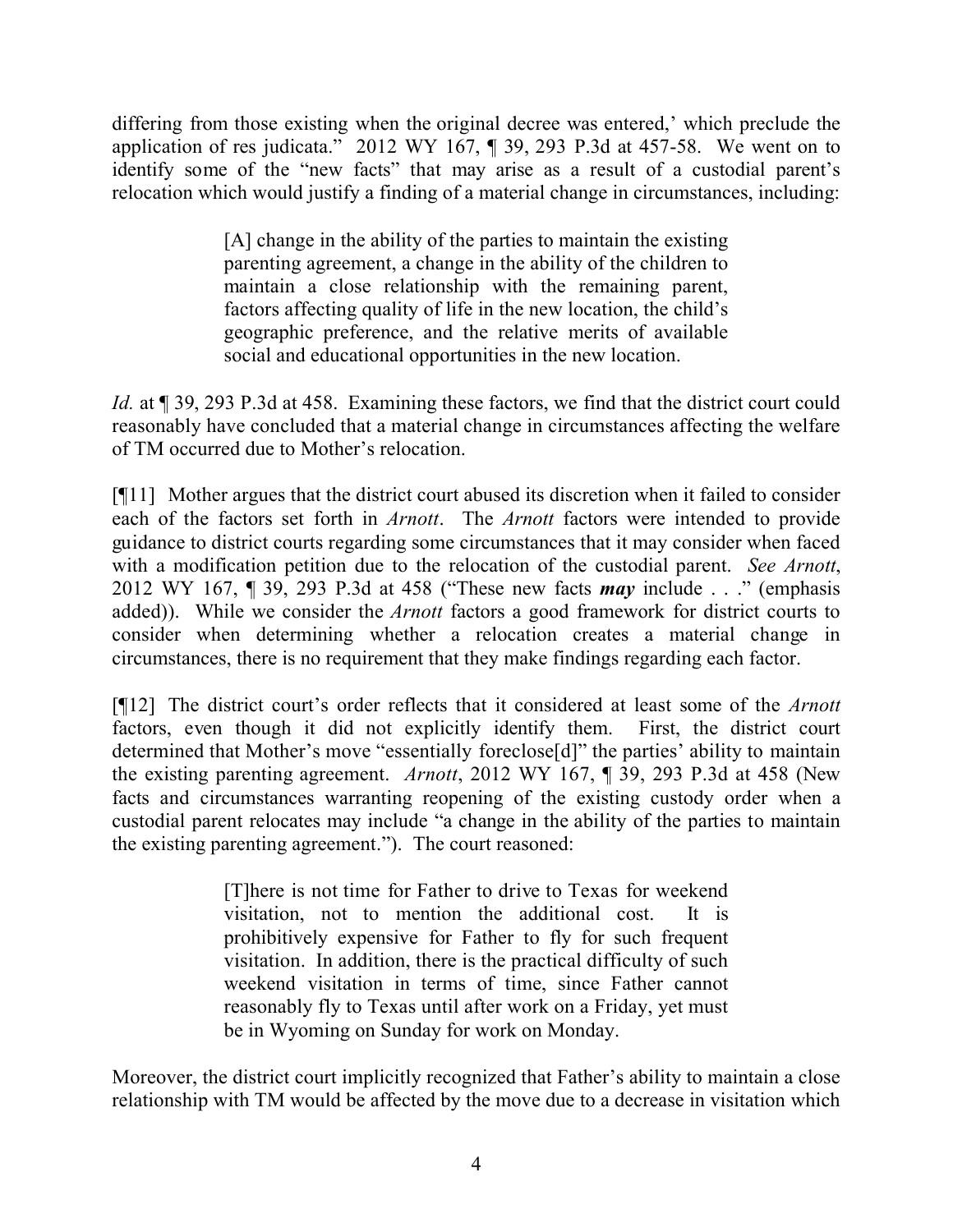differing from those existing when the original decree was entered,' which preclude the application of res judicata." 2012 WY 167, ¶ 39, 293 P.3d at 457-58. We went on to identify some of the "new facts" that may arise as a result of a custodial parent's relocation which would justify a finding of a material change in circumstances, including:

> [A] change in the ability of the parties to maintain the existing parenting agreement, a change in the ability of the children to maintain a close relationship with the remaining parent, factors affecting quality of life in the new location, the child's geographic preference, and the relative merits of available social and educational opportunities in the new location.

*Id.* at ¶ 39, 293 P.3d at 458. Examining these factors, we find that the district court could reasonably have concluded that a material change in circumstances affecting the welfare of TM occurred due to Mother's relocation.

[¶11] Mother argues that the district court abused its discretion when it failed to consider each of the factors set forth in *Arnott*. The *Arnott* factors were intended to provide guidance to district courts regarding some circumstances that it may consider when faced with a modification petition due to the relocation of the custodial parent. *See Arnott*, 2012 WY 167, ¶ 39, 293 P.3d at 458 ("These new facts ***may*** include . . ." (emphasis added)). While we consider the *Arnott* factors a good framework for district courts to consider when determining whether a relocation creates a material change in circumstances, there is no requirement that they make findings regarding each factor.

[¶12] The district court's order reflects that it considered at least some of the *Arnott* factors, even though it did not explicitly identify them. First, the district court determined that Mother's move "essentially foreclose[d]" the parties' ability to maintain the existing parenting agreement. *Arnott*, 2012 WY 167, ¶ 39, 293 P.3d at 458 (New facts and circumstances warranting reopening of the existing custody order when a custodial parent relocates may include "a change in the ability of the parties to maintain the existing parenting agreement."). The court reasoned:

> [T]here is not time for Father to drive to Texas for weekend visitation, not to mention the additional cost. It is prohibitively expensive for Father to fly for such frequent visitation. In addition, there is the practical difficulty of such weekend visitation in terms of time, since Father cannot reasonably fly to Texas until after work on a Friday, yet must be in Wyoming on Sunday for work on Monday.

Moreover, the district court implicitly recognized that Father's ability to maintain a close relationship with TM would be affected by the move due to a decrease in visitation which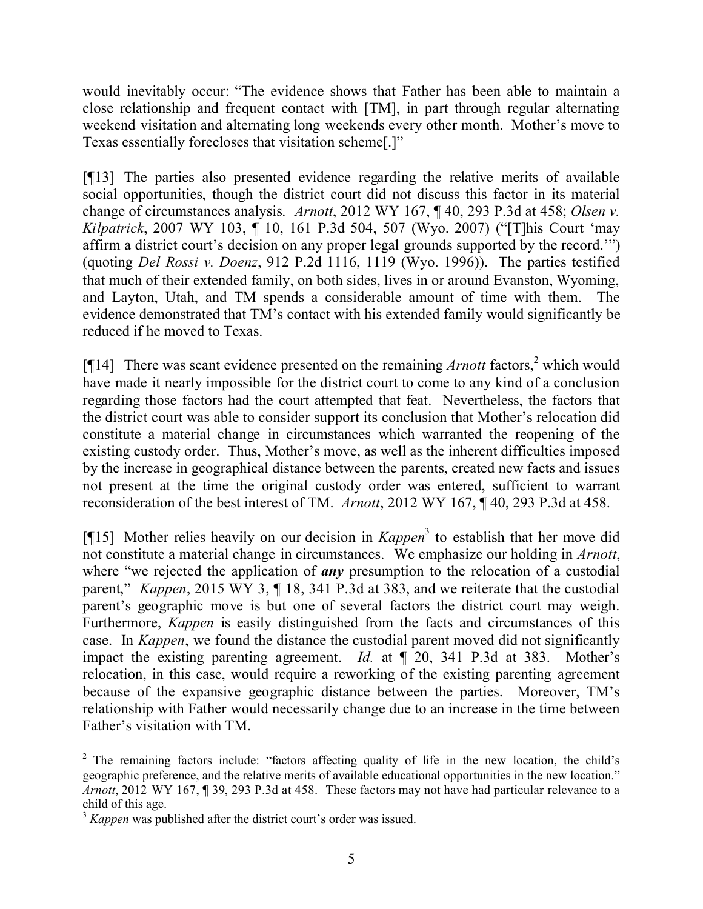would inevitably occur: "The evidence shows that Father has been able to maintain a close relationship and frequent contact with [TM], in part through regular alternating weekend visitation and alternating long weekends every other month. Mother's move to Texas essentially forecloses that visitation scheme[.]"

[¶13] The parties also presented evidence regarding the relative merits of available social opportunities, though the district court did not discuss this factor in its material change of circumstances analysis. *Arnott*, 2012 WY 167, ¶ 40, 293 P.3d at 458; *Olsen v. Kilpatrick*, 2007 WY 103, ¶ 10, 161 P.3d 504, 507 (Wyo. 2007) ("[T]his Court 'may affirm a district court's decision on any proper legal grounds supported by the record.'") (quoting *Del Rossi v. Doenz*, 912 P.2d 1116, 1119 (Wyo. 1996)). The parties testified that much of their extended family, on both sides, lives in or around Evanston, Wyoming, and Layton, Utah, and TM spends a considerable amount of time with them. The evidence demonstrated that TM's contact with his extended family would significantly be reduced if he moved to Texas.

[¶14] There was scant evidence presented on the remaining *Arnott* factors,[2] which would have made it nearly impossible for the district court to come to any kind of a conclusion regarding those factors had the court attempted that feat. Nevertheless, the factors that the district court was able to consider support its conclusion that Mother's relocation did constitute a material change in circumstances which warranted the reopening of the existing custody order. Thus, Mother's move, as well as the inherent difficulties imposed by the increase in geographical distance between the parents, created new facts and issues not present at the time the original custody order was entered, sufficient to warrant reconsideration of the best interest of TM. *Arnott*, 2012 WY 167, ¶ 40, 293 P.3d at 458.

[¶15] Mother relies heavily on our decision in *Kappen*[3] to establish that her move did not constitute a material change in circumstances. We emphasize our holding in *Arnott*, where "we rejected the application of ***any*** presumption to the relocation of a custodial parent," *Kappen*, 2015 WY 3, ¶ 18, 341 P.3d at 383, and we reiterate that the custodial parent's geographic move is but one of several factors the district court may weigh. Furthermore, *Kappen* is easily distinguished from the facts and circumstances of this case. In *Kappen*, we found the distance the custodial parent moved did not significantly impact the existing parenting agreement. *Id.* at ¶ 20, 341 P.3d at 383. Mother's relocation, in this case, would require a reworking of the existing parenting agreement because of the expansive geographic distance between the parties. Moreover, TM's relationship with Father would necessarily change due to an increase in the time between Father's visitation with TM.

---

[2] The remaining factors include: "factors affecting quality of life in the new location, the child's geographic preference, and the relative merits of available educational opportunities in the new location." *Arnott*, 2012 WY 167, ¶ 39, 293 P.3d at 458. These factors may not have had particular relevance to a child of this age.

[3] *Kappen* was published after the district court's order was issued.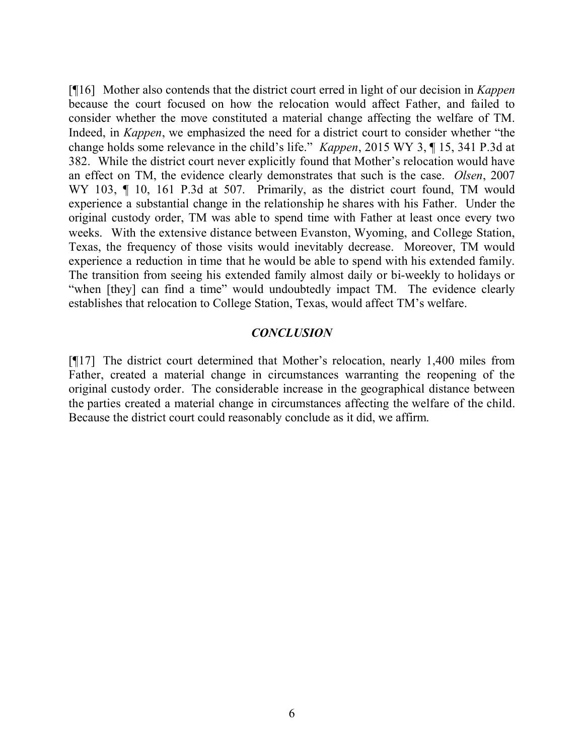[¶16] Mother also contends that the district court erred in light of our decision in *Kappen* because the court focused on how the relocation would affect Father, and failed to consider whether the move constituted a material change affecting the welfare of TM. Indeed, in *Kappen*, we emphasized the need for a district court to consider whether "the change holds some relevance in the child's life." *Kappen*, 2015 WY 3, ¶ 15, 341 P.3d at 382. While the district court never explicitly found that Mother's relocation would have an effect on TM, the evidence clearly demonstrates that such is the case. *Olsen*, 2007 WY 103, ¶ 10, 161 P.3d at 507. Primarily, as the district court found, TM would experience a substantial change in the relationship he shares with his Father. Under the original custody order, TM was able to spend time with Father at least once every two weeks. With the extensive distance between Evanston, Wyoming, and College Station, Texas, the frequency of those visits would inevitably decrease. Moreover, TM would experience a reduction in time that he would be able to spend with his extended family. The transition from seeing his extended family almost daily or bi-weekly to holidays or "when [they] can find a time" would undoubtedly impact TM. The evidence clearly establishes that relocation to College Station, Texas, would affect TM's welfare.

## *CONCLUSION*

[¶17] The district court determined that Mother's relocation, nearly 1,400 miles from Father, created a material change in circumstances warranting the reopening of the original custody order. The considerable increase in the geographical distance between the parties created a material change in circumstances affecting the welfare of the child. Because the district court could reasonably conclude as it did, we affirm.